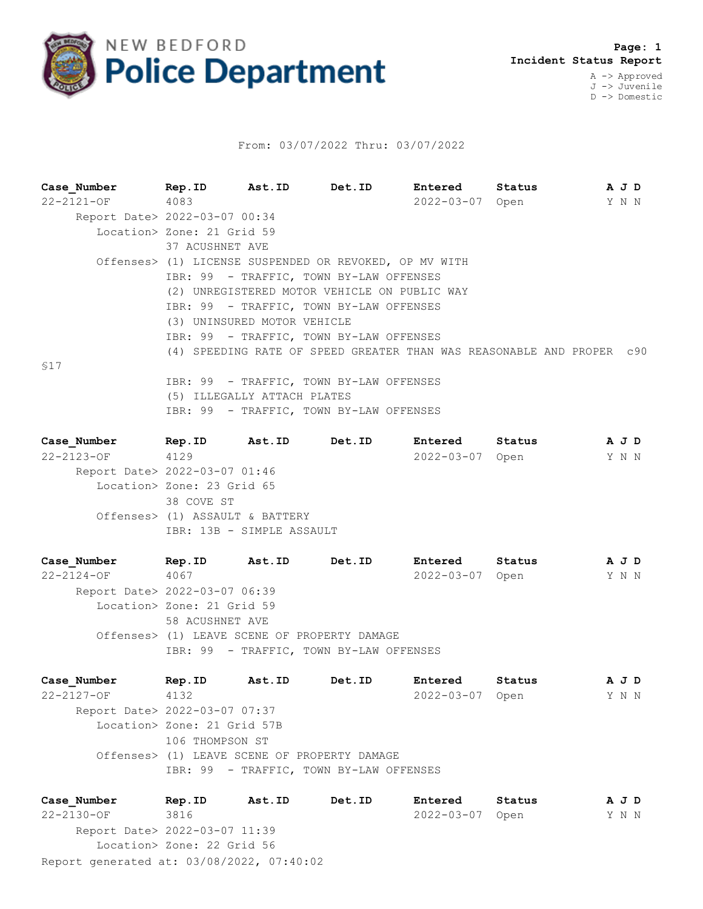# NEW BEDFORD Police Department

**Page: 1**
**Incident Status Report**

A -> Approved
J -> Juvenile
D -> Domestic

From: 03/07/2022 Thru: 03/07/2022

| Case_Number | Rep.ID | Ast.ID | Det.ID | Entered | Status | A J D |
|---|---|---|---|---|---|---|
| 22-2121-OF | 4083 | | | 2022-03-07 | Open | Y N N |

Report Date> 2022-03-07 00:34
Location> Zone: 21 Grid 59
37 ACUSHNET AVE
Offenses> (1) LICENSE SUSPENDED OR REVOKED, OP MV WITH
IBR: 99 - TRAFFIC, TOWN BY-LAW OFFENSES
(2) UNREGISTERED MOTOR VEHICLE ON PUBLIC WAY
IBR: 99 - TRAFFIC, TOWN BY-LAW OFFENSES
(3) UNINSURED MOTOR VEHICLE
IBR: 99 - TRAFFIC, TOWN BY-LAW OFFENSES
(4) SPEEDING RATE OF SPEED GREATER THAN WAS REASONABLE AND PROPER c90 §17
IBR: 99 - TRAFFIC, TOWN BY-LAW OFFENSES
(5) ILLEGALLY ATTACH PLATES
IBR: 99 - TRAFFIC, TOWN BY-LAW OFFENSES

| Case_Number | Rep.ID | Ast.ID | Det.ID | Entered | Status | A J D |
|---|---|---|---|---|---|---|
| 22-2123-OF | 4129 | | | 2022-03-07 | Open | Y N N |

Report Date> 2022-03-07 01:46
Location> Zone: 23 Grid 65
38 COVE ST
Offenses> (1) ASSAULT & BATTERY
IBR: 13B - SIMPLE ASSAULT

| Case_Number | Rep.ID | Ast.ID | Det.ID | Entered | Status | A J D |
|---|---|---|---|---|---|---|
| 22-2124-OF | 4067 | | | 2022-03-07 | Open | Y N N |

Report Date> 2022-03-07 06:39
Location> Zone: 21 Grid 59
58 ACUSHNET AVE
Offenses> (1) LEAVE SCENE OF PROPERTY DAMAGE
IBR: 99 - TRAFFIC, TOWN BY-LAW OFFENSES

| Case_Number | Rep.ID | Ast.ID | Det.ID | Entered | Status | A J D |
|---|---|---|---|---|---|---|
| 22-2127-OF | 4132 | | | 2022-03-07 | Open | Y N N |

Report Date> 2022-03-07 07:37
Location> Zone: 21 Grid 57B
106 THOMPSON ST
Offenses> (1) LEAVE SCENE OF PROPERTY DAMAGE
IBR: 99 - TRAFFIC, TOWN BY-LAW OFFENSES

| Case_Number | Rep.ID | Ast.ID | Det.ID | Entered | Status | A J D |
|---|---|---|---|---|---|---|
| 22-2130-OF | 3816 | | | 2022-03-07 | Open | Y N N |

Report Date> 2022-03-07 11:39
Location> Zone: 22 Grid 56

Report generated at: 03/08/2022, 07:40:02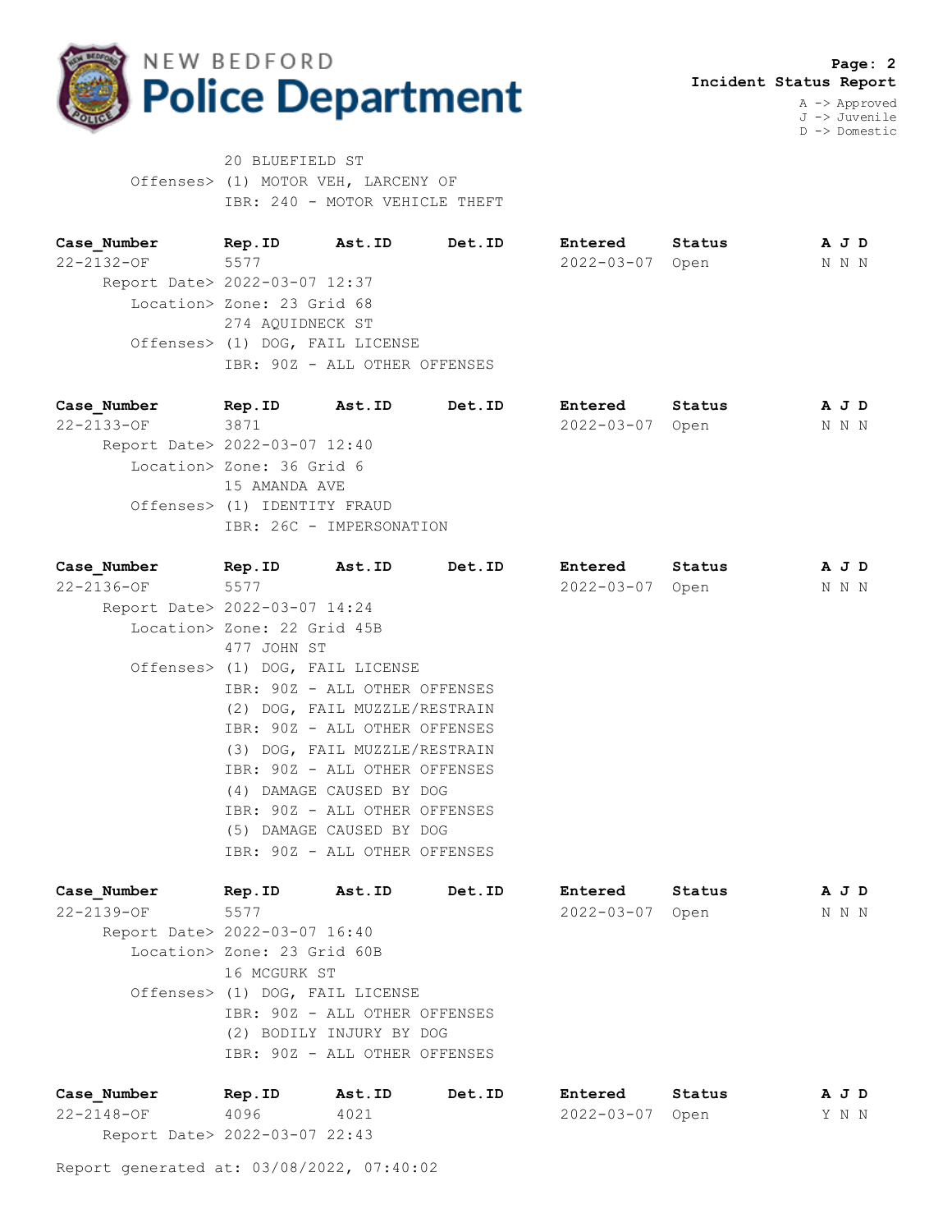**Incident Status Report**

A -> Approved
J -> Juvenile
D -> Domestic

20 BLUEFIELD ST
Offenses> (1) MOTOR VEH, LARCENY OF
IBR: 240 - MOTOR VEHICLE THEFT

| Case_Number | Rep.ID | Ast.ID | Det.ID | Entered | Status | A J D |
|---|---|---|---|---|---|---|
| 22-2132-OF | 5577 | | | 2022-03-07 | Open | N N N |

Report Date> 2022-03-07 12:37
Location> Zone: 23 Grid 68
274 AQUIDNECK ST
Offenses> (1) DOG, FAIL LICENSE
IBR: 90Z - ALL OTHER OFFENSES

| Case_Number | Rep.ID | Ast.ID | Det.ID | Entered | Status | A J D |
|---|---|---|---|---|---|---|
| 22-2133-OF | 3871 | | | 2022-03-07 | Open | N N N |

Report Date> 2022-03-07 12:40
Location> Zone: 36 Grid 6
15 AMANDA AVE
Offenses> (1) IDENTITY FRAUD
IBR: 26C - IMPERSONATION

| Case_Number | Rep.ID | Ast.ID | Det.ID | Entered | Status | A J D |
|---|---|---|---|---|---|---|
| 22-2136-OF | 5577 | | | 2022-03-07 | Open | N N N |

Report Date> 2022-03-07 14:24
Location> Zone: 22 Grid 45B
477 JOHN ST
Offenses> (1) DOG, FAIL LICENSE
IBR: 90Z - ALL OTHER OFFENSES
(2) DOG, FAIL MUZZLE/RESTRAIN
IBR: 90Z - ALL OTHER OFFENSES
(3) DOG, FAIL MUZZLE/RESTRAIN
IBR: 90Z - ALL OTHER OFFENSES
(4) DAMAGE CAUSED BY DOG
IBR: 90Z - ALL OTHER OFFENSES
(5) DAMAGE CAUSED BY DOG
IBR: 90Z - ALL OTHER OFFENSES

| Case_Number | Rep.ID | Ast.ID | Det.ID | Entered | Status | A J D |
|---|---|---|---|---|---|---|
| 22-2139-OF | 5577 | | | 2022-03-07 | Open | N N N |

Report Date> 2022-03-07 16:40
Location> Zone: 23 Grid 60B
16 MCGURK ST
Offenses> (1) DOG, FAIL LICENSE
IBR: 90Z - ALL OTHER OFFENSES
(2) BODILY INJURY BY DOG
IBR: 90Z - ALL OTHER OFFENSES

| Case_Number | Rep.ID | Ast.ID | Det.ID | Entered | Status | A J D |
|---|---|---|---|---|---|---|
| 22-2148-OF | 4096 | 4021 | | 2022-03-07 | Open | Y N N |

Report Date> 2022-03-07 22:43

Report generated at: 03/08/2022, 07:40:02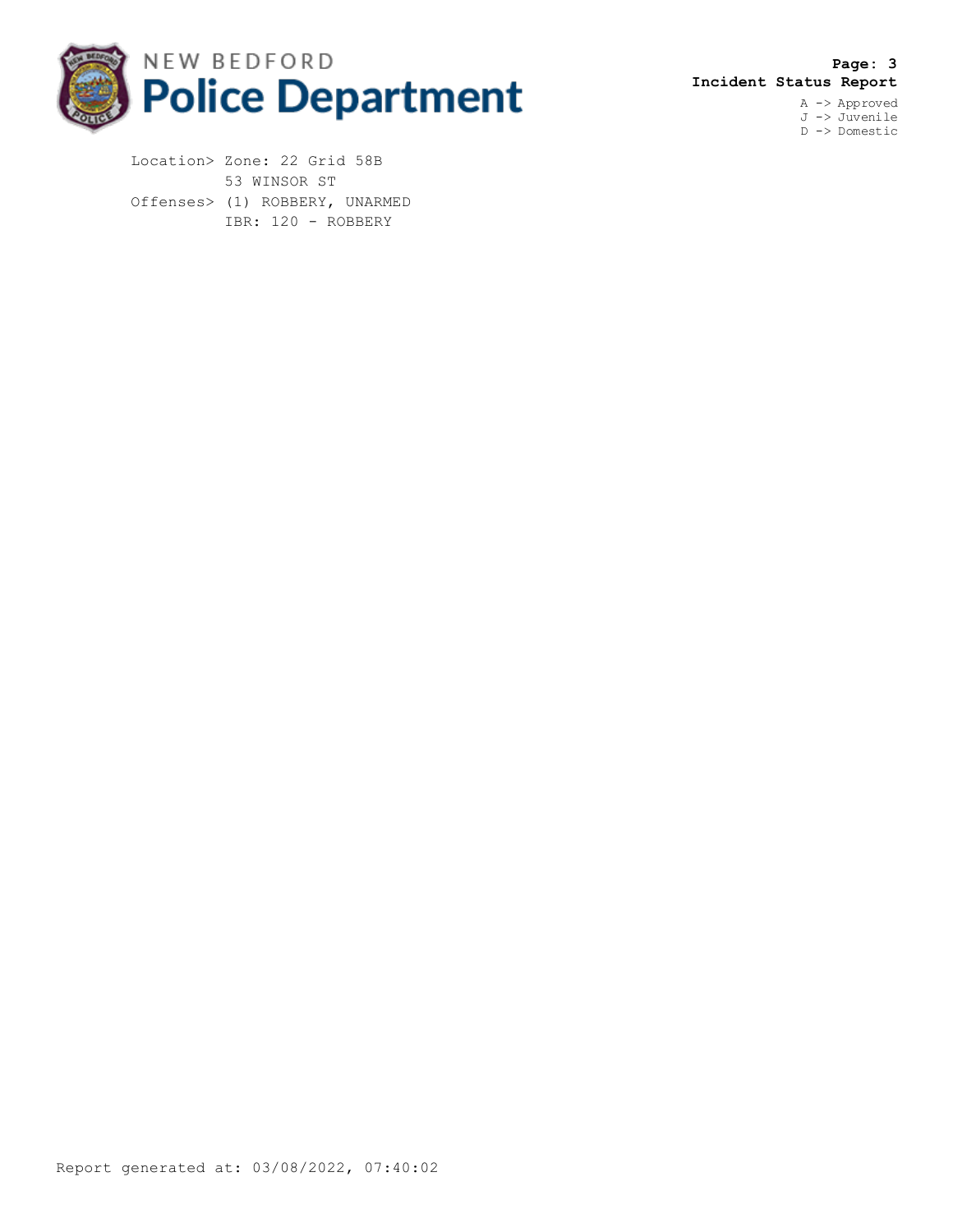Location> Zone: 22 Grid 58B
53 WINSOR ST
Offenses> (1) ROBBERY, UNARMED
IBR: 120 - ROBBERY